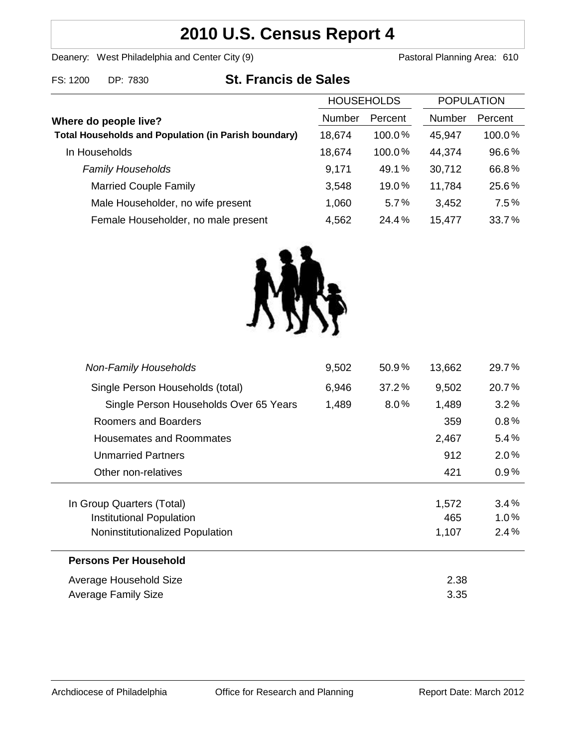# 2010 U.S. Census Report 4

Deanery: West Philadelphia and Center City (9) Pastoral Planning Area: 610

FS: 1200 DP: 7830

## St. Francis de Sales

| | HOUSEHOLDS | | POPULATION | |
|---|---|---|---|---|
| **Where do people live?** | Number | Percent | Number | Percent |
| **Total Households and Population (in Parish boundary)** | 18,674 | 100.0% | 45,947 | 100.0% |
| In Households | 18,674 | 100.0% | 44,374 | 96.6% |
| *Family Households* | 9,171 | 49.1% | 30,712 | 66.8% |
| Married Couple Family | 3,548 | 19.0% | 11,784 | 25.6% |
| Male Householder, no wife present | 1,060 | 5.7% | 3,452 | 7.5% |
| Female Householder, no male present | 4,562 | 24.4% | 15,477 | 33.7% |
| *Non-Family Households* | 9,502 | 50.9% | 13,662 | 29.7% |
| Single Person Households (total) | 6,946 | 37.2% | 9,502 | 20.7% |
| Single Person Households Over 65 Years | 1,489 | 8.0% | 1,489 | 3.2% |
| Roomers and Boarders | | | 359 | 0.8% |
| Housemates and Roommates | | | 2,467 | 5.4% |
| Unmarried Partners | | | 912 | 2.0% |
| Other non-relatives | | | 421 | 0.9% |
| In Group Quarters (Total) | | | 1,572 | 3.4% |
| Institutional Population | | | 465 | 1.0% |
| Noninstitutionalized Population | | | 1,107 | 2.4% |

**Persons Per Household**

| | |
|---|---|
| Average Household Size | 2.38 |
| Average Family Size | 3.35 |

Archdiocese of Philadelphia Office for Research and Planning Report Date: March 2012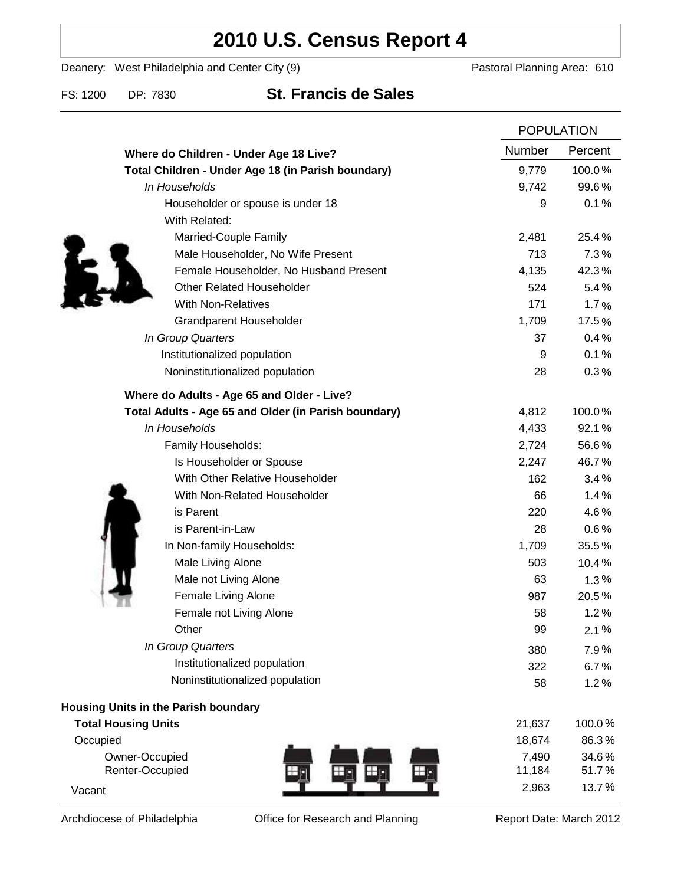# 2010 U.S. Census Report 4

Deanery: West Philadelphia and Center City (9) Pastoral Planning Area: 610

FS: 1200 DP: 7830 **St. Francis de Sales**

| | POPULATION | |
|---|---|---|
| | Number | Percent |
| **Where do Children - Under Age 18 Live?** | | |
| **Total Children - Under Age 18 (in Parish boundary)** | 9,779 | 100.0% |
| *In Households* | 9,742 | 99.6% |
| Householder or spouse is under 18 | 9 | 0.1% |
| With Related: | | |
| Married-Couple Family | 2,481 | 25.4% |
| Male Householder, No Wife Present | 713 | 7.3% |
| Female Householder, No Husband Present | 4,135 | 42.3% |
| Other Related Householder | 524 | 5.4% |
| With Non-Relatives | 171 | 1.7% |
| Grandparent Householder | 1,709 | 17.5% |
| *In Group Quarters* | 37 | 0.4% |
| Institutionalized population | 9 | 0.1% |
| Noninstitutionalized population | 28 | 0.3% |
| **Where do Adults - Age 65 and Older - Live?** | | |
| **Total Adults - Age 65 and Older (in Parish boundary)** | 4,812 | 100.0% |
| *In Households* | 4,433 | 92.1% |
| Family Households: | 2,724 | 56.6% |
| Is Householder or Spouse | 2,247 | 46.7% |
| With Other Relative Householder | 162 | 3.4% |
| With Non-Related Householder | 66 | 1.4% |
| is Parent | 220 | 4.6% |
| is Parent-in-Law | 28 | 0.6% |
| In Non-family Households: | 1,709 | 35.5% |
| Male Living Alone | 503 | 10.4% |
| Male not Living Alone | 63 | 1.3% |
| Female Living Alone | 987 | 20.5% |
| Female not Living Alone | 58 | 1.2% |
| Other | 99 | 2.1% |
| *In Group Quarters* | 380 | 7.9% |
| Institutionalized population | 322 | 6.7% |
| Noninstitutionalized population | 58 | 1.2% |
| **Housing Units in the Parish boundary** | | |
| **Total Housing Units** | 21,637 | 100.0% |
| Occupied | 18,674 | 86.3% |
| Owner-Occupied | 7,490 | 34.6% |
| Renter-Occupied | 11,184 | 51.7% |
| Vacant | 2,963 | 13.7% |

Archdiocese of Philadelphia Office for Research and Planning Report Date: March 2012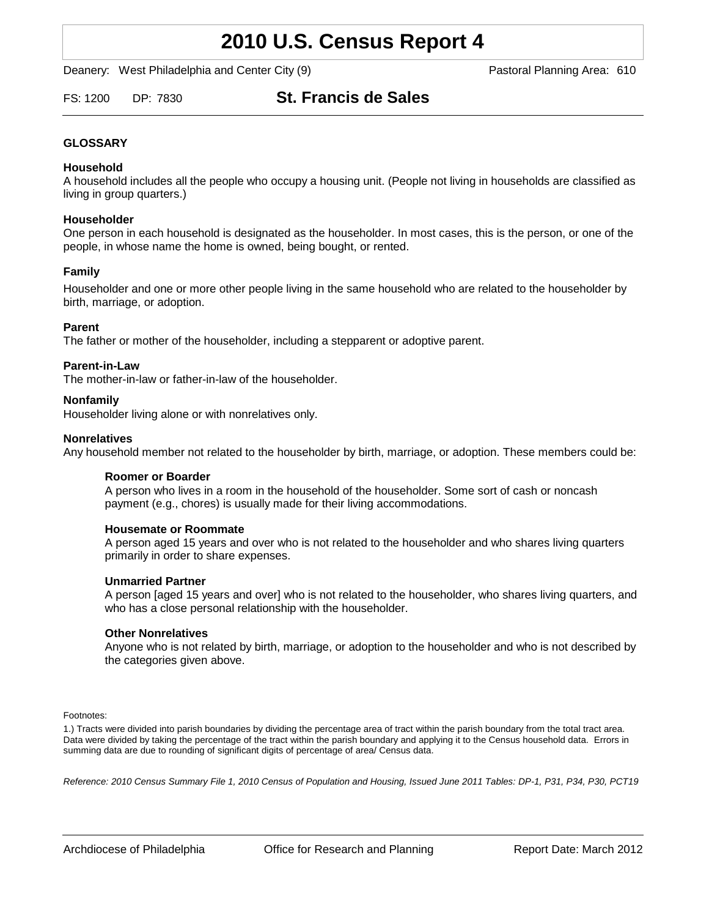# 2010 U.S. Census Report 4

Deanery: West Philadelphia and Center City (9) Pastoral Planning Area: 610

FS: 1200 DP: 7830 **St. Francis de Sales**

## GLOSSARY

### Household

A household includes all the people who occupy a housing unit. (People not living in households are classified as living in group quarters.)

### Householder

One person in each household is designated as the householder. In most cases, this is the person, or one of the people, in whose name the home is owned, being bought, or rented.

### Family

Householder and one or more other people living in the same household who are related to the householder by birth, marriage, or adoption.

### Parent

The father or mother of the householder, including a stepparent or adoptive parent.

### Parent-in-Law

The mother-in-law or father-in-law of the householder.

### Nonfamily

Householder living alone or with nonrelatives only.

### Nonrelatives

Any household member not related to the householder by birth, marriage, or adoption. These members could be:

**Roomer or Boarder**
A person who lives in a room in the household of the householder. Some sort of cash or noncash payment (e.g., chores) is usually made for their living accommodations.

**Housemate or Roommate**
A person aged 15 years and over who is not related to the householder and who shares living quarters primarily in order to share expenses.

**Unmarried Partner**
A person [aged 15 years and over] who is not related to the householder, who shares living quarters, and who has a close personal relationship with the householder.

**Other Nonrelatives**
Anyone who is not related by birth, marriage, or adoption to the householder and who is not described by the categories given above.

Footnotes:

1.) Tracts were divided into parish boundaries by dividing the percentage area of tract within the parish boundary from the total tract area. Data were divided by taking the percentage of the tract within the parish boundary and applying it to the Census household data. Errors in summing data are due to rounding of significant digits of percentage of area/ Census data.

*Reference: 2010 Census Summary File 1, 2010 Census of Population and Housing, Issued June 2011 Tables: DP-1, P31, P34, P30, PCT19*

Archdiocese of Philadelphia Office for Research and Planning Report Date: March 2012